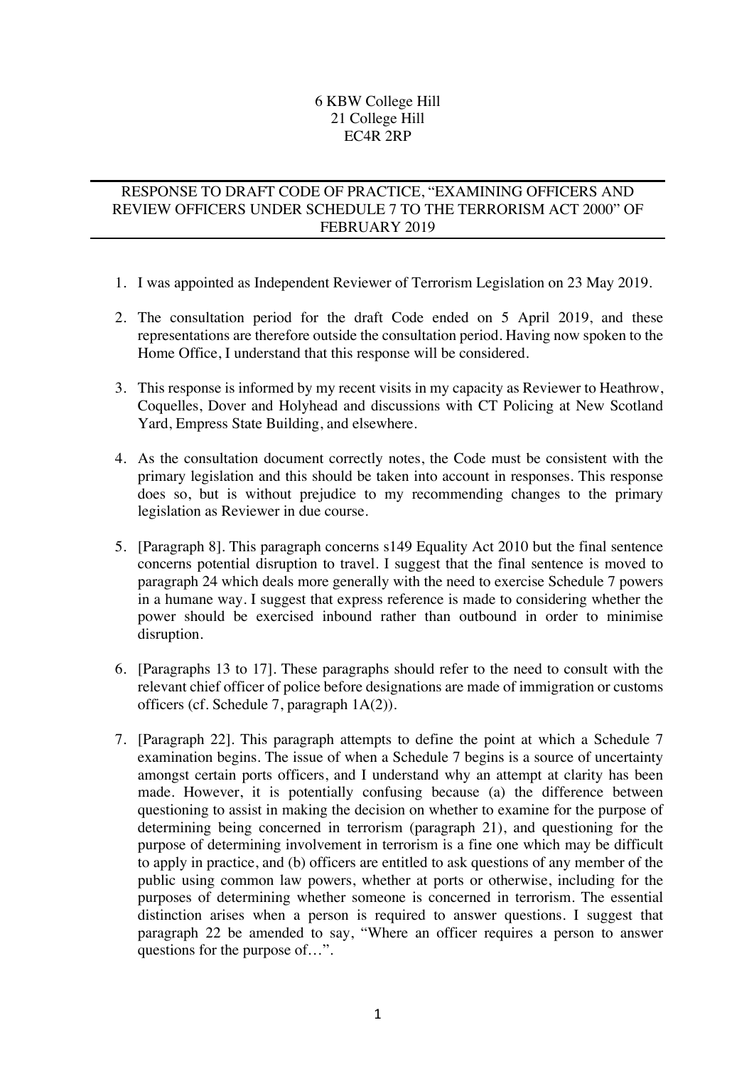6 KBW College Hill
21 College Hill
EC4R 2RP

---

## RESPONSE TO DRAFT CODE OF PRACTICE, "EXAMINING OFFICERS AND REVIEW OFFICERS UNDER SCHEDULE 7 TO THE TERRORISM ACT 2000" OF FEBRUARY 2019

---

1. I was appointed as Independent Reviewer of Terrorism Legislation on 23 May 2019.

2. The consultation period for the draft Code ended on 5 April 2019, and these representations are therefore outside the consultation period. Having now spoken to the Home Office, I understand that this response will be considered.

3. This response is informed by my recent visits in my capacity as Reviewer to Heathrow, Coquelles, Dover and Holyhead and discussions with CT Policing at New Scotland Yard, Empress State Building, and elsewhere.

4. As the consultation document correctly notes, the Code must be consistent with the primary legislation and this should be taken into account in responses. This response does so, but is without prejudice to my recommending changes to the primary legislation as Reviewer in due course.

5. [Paragraph 8]. This paragraph concerns s149 Equality Act 2010 but the final sentence concerns potential disruption to travel. I suggest that the final sentence is moved to paragraph 24 which deals more generally with the need to exercise Schedule 7 powers in a humane way. I suggest that express reference is made to considering whether the power should be exercised inbound rather than outbound in order to minimise disruption.

6. [Paragraphs 13 to 17]. These paragraphs should refer to the need to consult with the relevant chief officer of police before designations are made of immigration or customs officers (cf. Schedule 7, paragraph 1A(2)).

7. [Paragraph 22]. This paragraph attempts to define the point at which a Schedule 7 examination begins. The issue of when a Schedule 7 begins is a source of uncertainty amongst certain ports officers, and I understand why an attempt at clarity has been made. However, it is potentially confusing because (a) the difference between questioning to assist in making the decision on whether to examine for the purpose of determining being concerned in terrorism (paragraph 21), and questioning for the purpose of determining involvement in terrorism is a fine one which may be difficult to apply in practice, and (b) officers are entitled to ask questions of any member of the public using common law powers, whether at ports or otherwise, including for the purposes of determining whether someone is concerned in terrorism. The essential distinction arises when a person is required to answer questions. I suggest that paragraph 22 be amended to say, "Where an officer requires a person to answer questions for the purpose of…".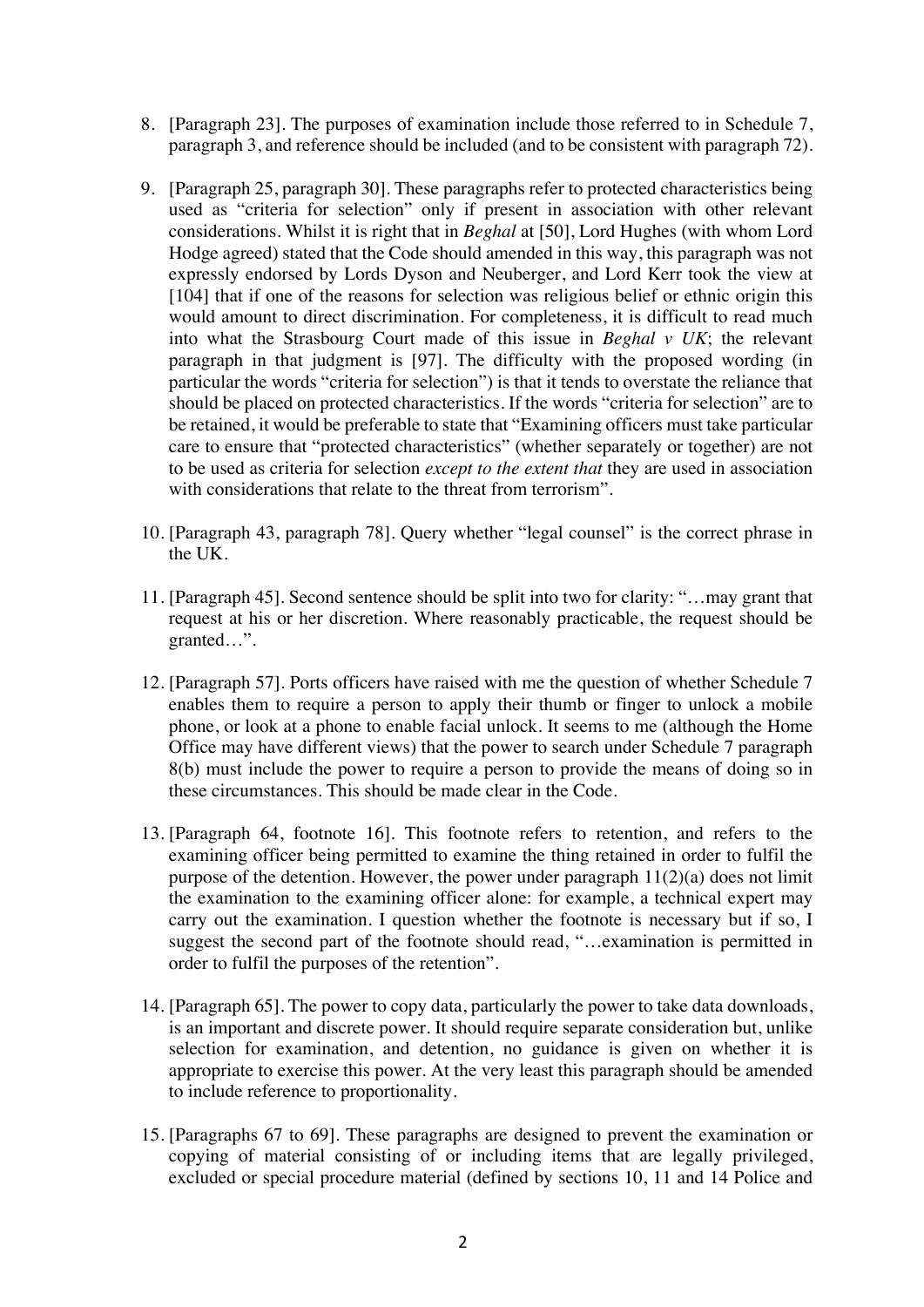8. [Paragraph 23]. The purposes of examination include those referred to in Schedule 7, paragraph 3, and reference should be included (and to be consistent with paragraph 72).

9. [Paragraph 25, paragraph 30]. These paragraphs refer to protected characteristics being used as "criteria for selection" only if present in association with other relevant considerations. Whilst it is right that in *Beghal* at [50], Lord Hughes (with whom Lord Hodge agreed) stated that the Code should amended in this way, this paragraph was not expressly endorsed by Lords Dyson and Neuberger, and Lord Kerr took the view at [104] that if one of the reasons for selection was religious belief or ethnic origin this would amount to direct discrimination. For completeness, it is difficult to read much into what the Strasbourg Court made of this issue in *Beghal v UK*; the relevant paragraph in that judgment is [97]. The difficulty with the proposed wording (in particular the words "criteria for selection") is that it tends to overstate the reliance that should be placed on protected characteristics. If the words "criteria for selection" are to be retained, it would be preferable to state that "Examining officers must take particular care to ensure that "protected characteristics" (whether separately or together) are not to be used as criteria for selection *except to the extent that* they are used in association with considerations that relate to the threat from terrorism".

10. [Paragraph 43, paragraph 78]. Query whether "legal counsel" is the correct phrase in the UK.

11. [Paragraph 45]. Second sentence should be split into two for clarity: "…may grant that request at his or her discretion. Where reasonably practicable, the request should be granted…".

12. [Paragraph 57]. Ports officers have raised with me the question of whether Schedule 7 enables them to require a person to apply their thumb or finger to unlock a mobile phone, or look at a phone to enable facial unlock. It seems to me (although the Home Office may have different views) that the power to search under Schedule 7 paragraph 8(b) must include the power to require a person to provide the means of doing so in these circumstances. This should be made clear in the Code.

13. [Paragraph 64, footnote 16]. This footnote refers to retention, and refers to the examining officer being permitted to examine the thing retained in order to fulfil the purpose of the detention. However, the power under paragraph 11(2)(a) does not limit the examination to the examining officer alone: for example, a technical expert may carry out the examination. I question whether the footnote is necessary but if so, I suggest the second part of the footnote should read, "…examination is permitted in order to fulfil the purposes of the retention".

14. [Paragraph 65]. The power to copy data, particularly the power to take data downloads, is an important and discrete power. It should require separate consideration but, unlike selection for examination, and detention, no guidance is given on whether it is appropriate to exercise this power. At the very least this paragraph should be amended to include reference to proportionality.

15. [Paragraphs 67 to 69]. These paragraphs are designed to prevent the examination or copying of material consisting of or including items that are legally privileged, excluded or special procedure material (defined by sections 10, 11 and 14 Police and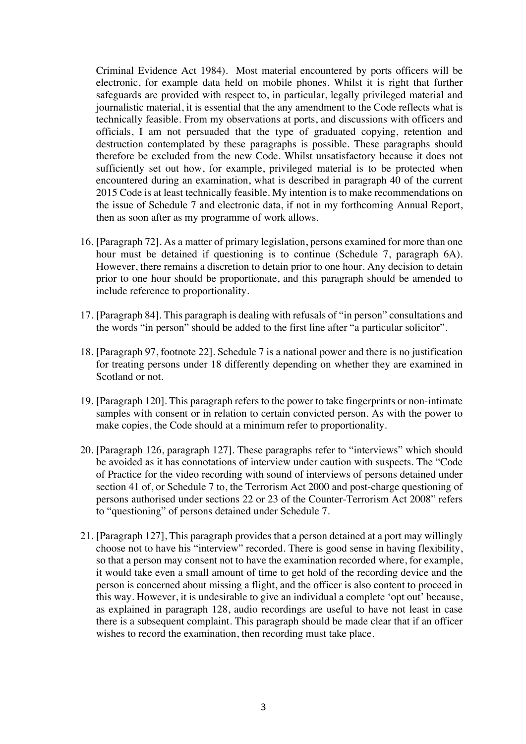Criminal Evidence Act 1984). Most material encountered by ports officers will be electronic, for example data held on mobile phones. Whilst it is right that further safeguards are provided with respect to, in particular, legally privileged material and journalistic material, it is essential that the any amendment to the Code reflects what is technically feasible. From my observations at ports, and discussions with officers and officials, I am not persuaded that the type of graduated copying, retention and destruction contemplated by these paragraphs is possible. These paragraphs should therefore be excluded from the new Code. Whilst unsatisfactory because it does not sufficiently set out how, for example, privileged material is to be protected when encountered during an examination, what is described in paragraph 40 of the current 2015 Code is at least technically feasible. My intention is to make recommendations on the issue of Schedule 7 and electronic data, if not in my forthcoming Annual Report, then as soon after as my programme of work allows.

16. [Paragraph 72]. As a matter of primary legislation, persons examined for more than one hour must be detained if questioning is to continue (Schedule 7, paragraph 6A). However, there remains a discretion to detain prior to one hour. Any decision to detain prior to one hour should be proportionate, and this paragraph should be amended to include reference to proportionality.

17. [Paragraph 84]. This paragraph is dealing with refusals of "in person" consultations and the words "in person" should be added to the first line after "a particular solicitor".

18. [Paragraph 97, footnote 22]. Schedule 7 is a national power and there is no justification for treating persons under 18 differently depending on whether they are examined in Scotland or not.

19. [Paragraph 120]. This paragraph refers to the power to take fingerprints or non-intimate samples with consent or in relation to certain convicted person. As with the power to make copies, the Code should at a minimum refer to proportionality.

20. [Paragraph 126, paragraph 127]. These paragraphs refer to "interviews" which should be avoided as it has connotations of interview under caution with suspects. The "Code of Practice for the video recording with sound of interviews of persons detained under section 41 of, or Schedule 7 to, the Terrorism Act 2000 and post-charge questioning of persons authorised under sections 22 or 23 of the Counter-Terrorism Act 2008" refers to "questioning" of persons detained under Schedule 7.

21. [Paragraph 127], This paragraph provides that a person detained at a port may willingly choose not to have his "interview" recorded. There is good sense in having flexibility, so that a person may consent not to have the examination recorded where, for example, it would take even a small amount of time to get hold of the recording device and the person is concerned about missing a flight, and the officer is also content to proceed in this way. However, it is undesirable to give an individual a complete 'opt out' because, as explained in paragraph 128, audio recordings are useful to have not least in case there is a subsequent complaint. This paragraph should be made clear that if an officer wishes to record the examination, then recording must take place.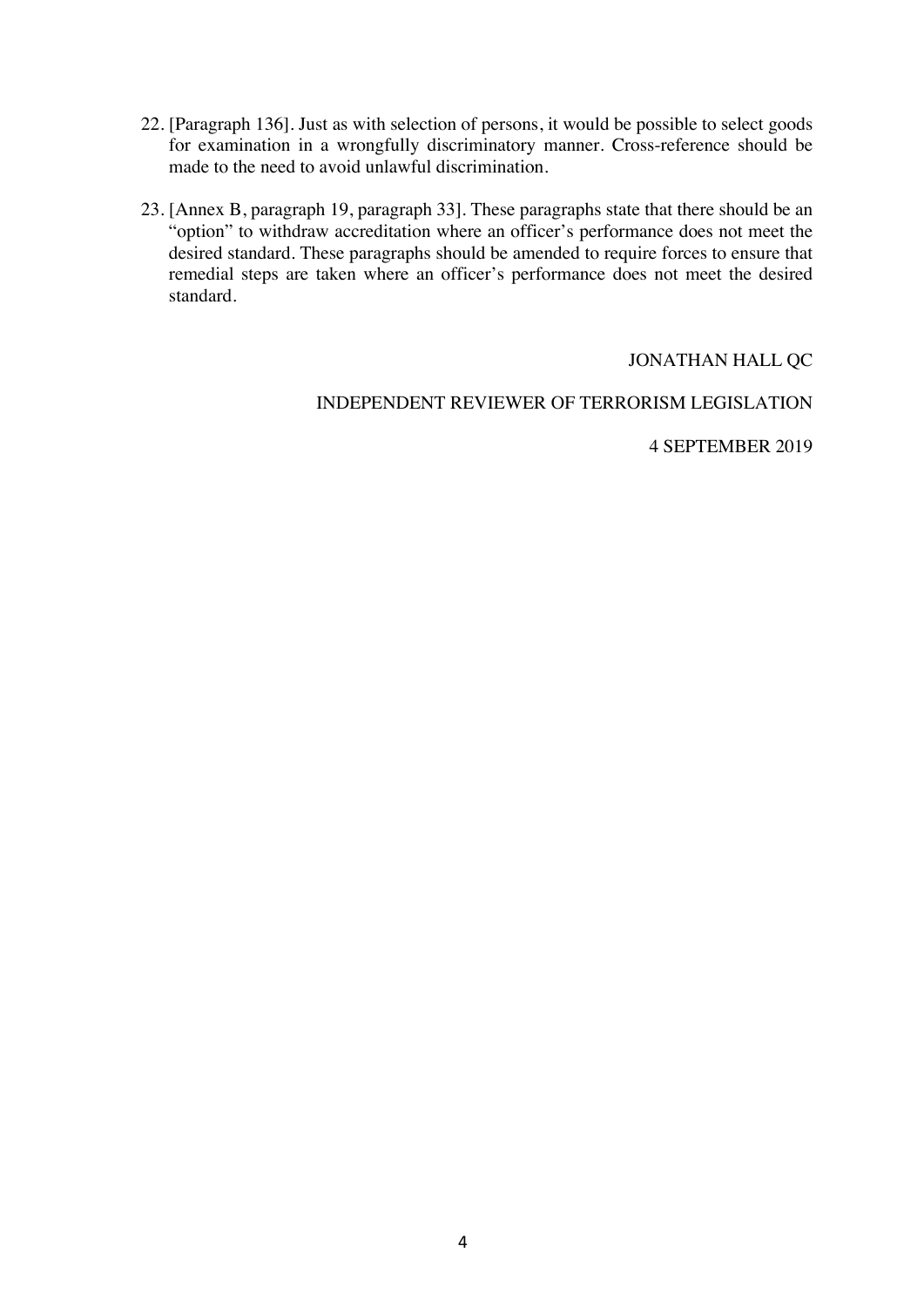22. [Paragraph 136]. Just as with selection of persons, it would be possible to select goods for examination in a wrongfully discriminatory manner. Cross-reference should be made to the need to avoid unlawful discrimination.

23. [Annex B, paragraph 19, paragraph 33]. These paragraphs state that there should be an "option" to withdraw accreditation where an officer's performance does not meet the desired standard. These paragraphs should be amended to require forces to ensure that remedial steps are taken where an officer's performance does not meet the desired standard.

JONATHAN HALL QC

INDEPENDENT REVIEWER OF TERRORISM LEGISLATION

4 SEPTEMBER 2019